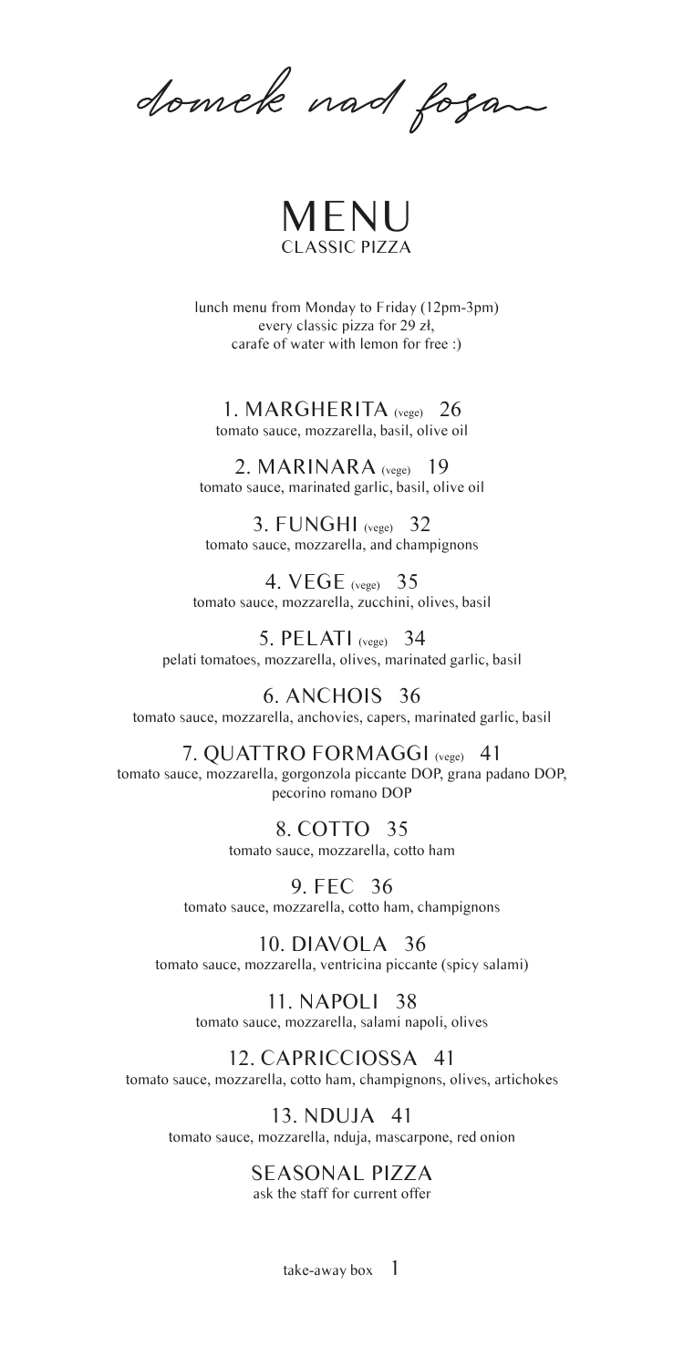*domek nad fosą*

# MENU

## CLASSIC PIZZA

lunch menu from Monday to Friday (12pm-3pm)
every classic pizza for 29 zł,
carafe of water with lemon for free :)

### 1. MARGHERITA (vege) 26
tomato sauce, mozzarella, basil, olive oil

### 2. MARINARA (vege) 19
tomato sauce, marinated garlic, basil, olive oil

### 3. FUNGHI (vege) 32
tomato sauce, mozzarella, and champignons

### 4. VEGE (vege) 35
tomato sauce, mozzarella, zucchini, olives, basil

### 5. PELATI (vege) 34
pelati tomatoes, mozzarella, olives, marinated garlic, basil

### 6. ANCHOIS 36
tomato sauce, mozzarella, anchovies, capers, marinated garlic, basil

### 7. QUATTRO FORMAGGI (vege) 41
tomato sauce, mozzarella, gorgonzola piccante DOP, grana padano DOP, pecorino romano DOP

### 8. COTTO 35
tomato sauce, mozzarella, cotto ham

### 9. FEC 36
tomato sauce, mozzarella, cotto ham, champignons

### 10. DIAVOLA 36
tomato sauce, mozzarella, ventricina piccante (spicy salami)

### 11. NAPOLI 38
tomato sauce, mozzarella, salami napoli, olives

### 12. CAPRICCIOSSA 41
tomato sauce, mozzarella, cotto ham, champignons, olives, artichokes

### 13. NDUJA 41
tomato sauce, mozzarella, nduja, mascarpone, red onion

### SEASONAL PIZZA
ask the staff for current offer

take-away box 1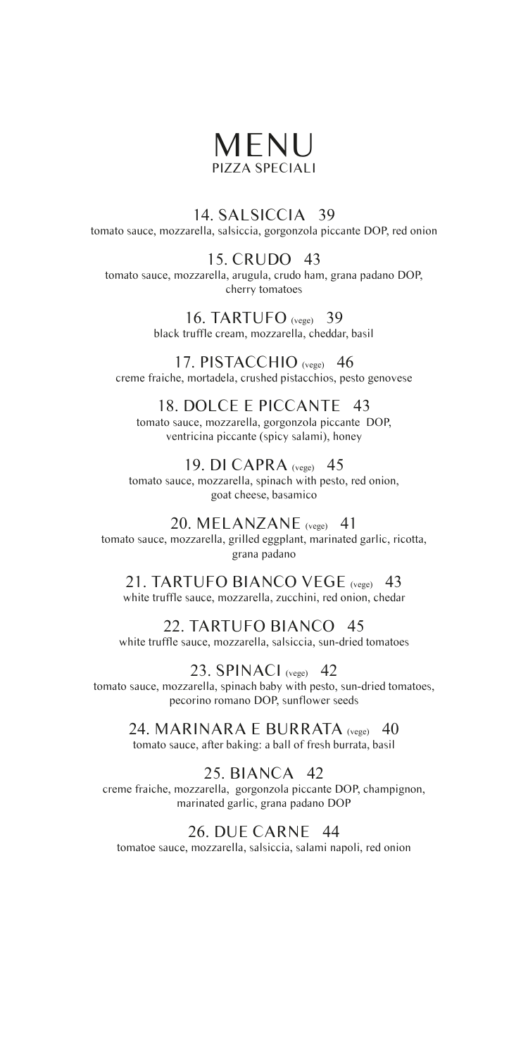# MENU

## PIZZA SPECIALI

### 14. SALSICCIA 39

tomato sauce, mozzarella, salsiccia, gorgonzola piccante DOP, red onion

### 15. CRUDO 43

tomato sauce, mozzarella, arugula, crudo ham, grana padano DOP, cherry tomatoes

### 16. TARTUFO (vege) 39

black truffle cream, mozzarella, cheddar, basil

### 17. PISTACCHIO (vege) 46

creme fraiche, mortadela, crushed pistacchios, pesto genovese

### 18. DOLCE E PICCANTE 43

tomato sauce, mozzarella, gorgonzola piccante DOP, ventricina piccante (spicy salami), honey

### 19. DI CAPRA (vege) 45

tomato sauce, mozzarella, spinach with pesto, red onion, goat cheese, basamico

### 20. MELANZANE (vege) 41

tomato sauce, mozzarella, grilled eggplant, marinated garlic, ricotta, grana padano

### 21. TARTUFO BIANCO VEGE (vege) 43

white truffle sauce, mozzarella, zucchini, red onion, chedar

### 22. TARTUFO BIANCO 45

white truffle sauce, mozzarella, salsiccia, sun-dried tomatoes

### 23. SPINACI (vege) 42

tomato sauce, mozzarella, spinach baby with pesto, sun-dried tomatoes, pecorino romano DOP, sunflower seeds

### 24. MARINARA E BURRATA (vege) 40

tomato sauce, after baking: a ball of fresh burrata, basil

### 25. BIANCA 42

creme fraiche, mozzarella, gorgonzola piccante DOP, champignon, marinated garlic, grana padano DOP

### 26. DUE CARNE 44

tomatoe sauce, mozzarella, salsiccia, salami napoli, red onion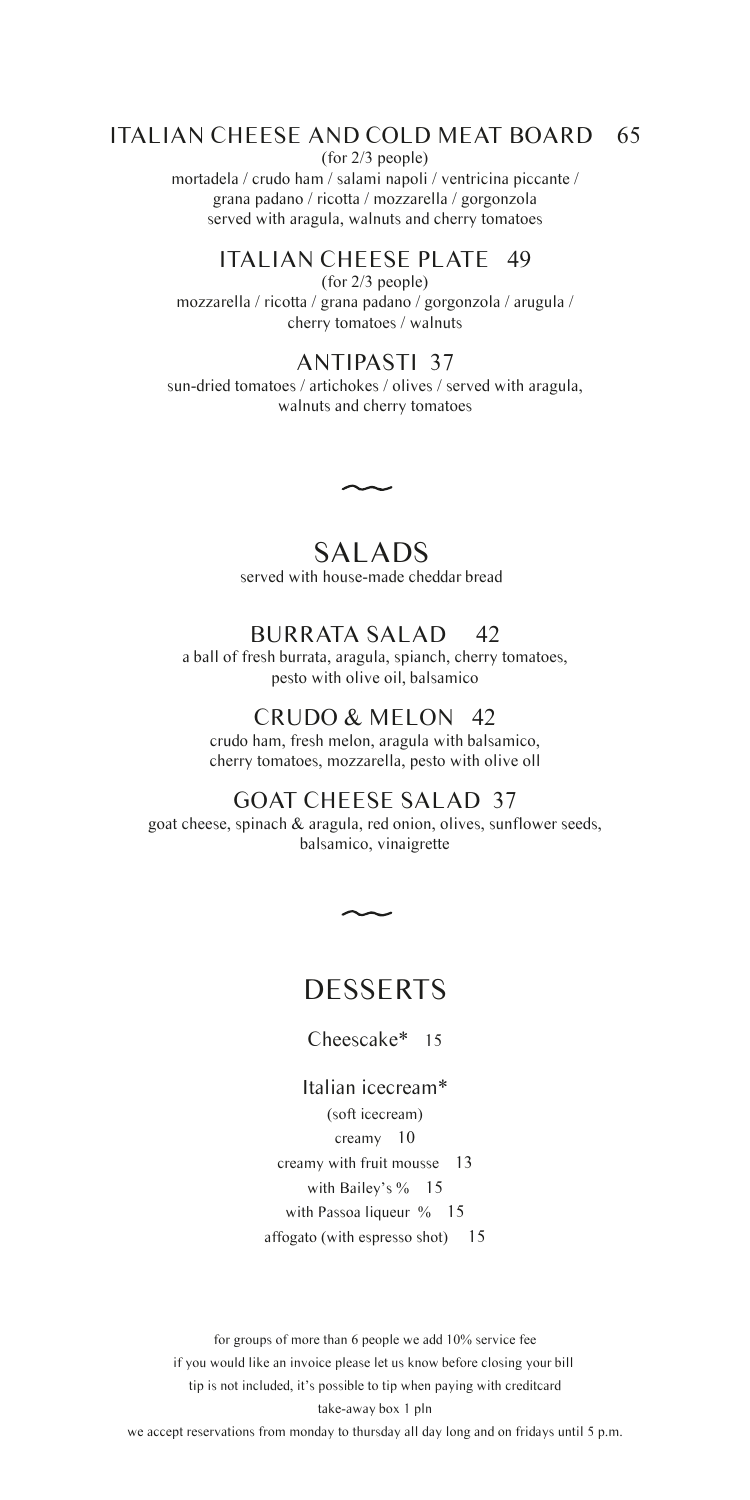## ITALIAN CHEESE AND COLD MEAT BOARD 65

(for 2/3 people)

mortadela / crudo ham / salami napoli / ventricina piccante / grana padano / ricotta / mozzarella / gorgonzola
served with aragula, walnuts and cherry tomatoes

## ITALIAN CHEESE PLATE 49

(for 2/3 people)

mozzarella / ricotta / grana padano / gorgonzola / arugula / cherry tomatoes / walnuts

## ANTIPASTI 37

sun-dried tomatoes / artichokes / olives / served with aragula, walnuts and cherry tomatoes

~

# SALADS

served with house-made cheddar bread

## BURRATA SALAD 42

a ball of fresh burrata, aragula, spianch, cherry tomatoes, pesto with olive oil, balsamico

## CRUDO & MELON 42

crudo ham, fresh melon, aragula with balsamico, cherry tomatoes, mozzarella, pesto with olive oll

## GOAT CHEESE SALAD 37

goat cheese, spinach & aragula, red onion, olives, sunflower seeds, balsamico, vinaigrette

~

# DESSERTS

Cheescake* 15

Italian icecream*

(soft icecream)

creamy 10

creamy with fruit mousse 13

with Bailey's % 15

with Passoa liqueur % 15

affogato (with espresso shot) 15

for groups of more than 6 people we add 10% service fee

if you would like an invoice please let us know before closing your bill

tip is not included, it's possible to tip when paying with creditcard

take-away box 1 pln

we accept reservations from monday to thursday all day long and on fridays until 5 p.m.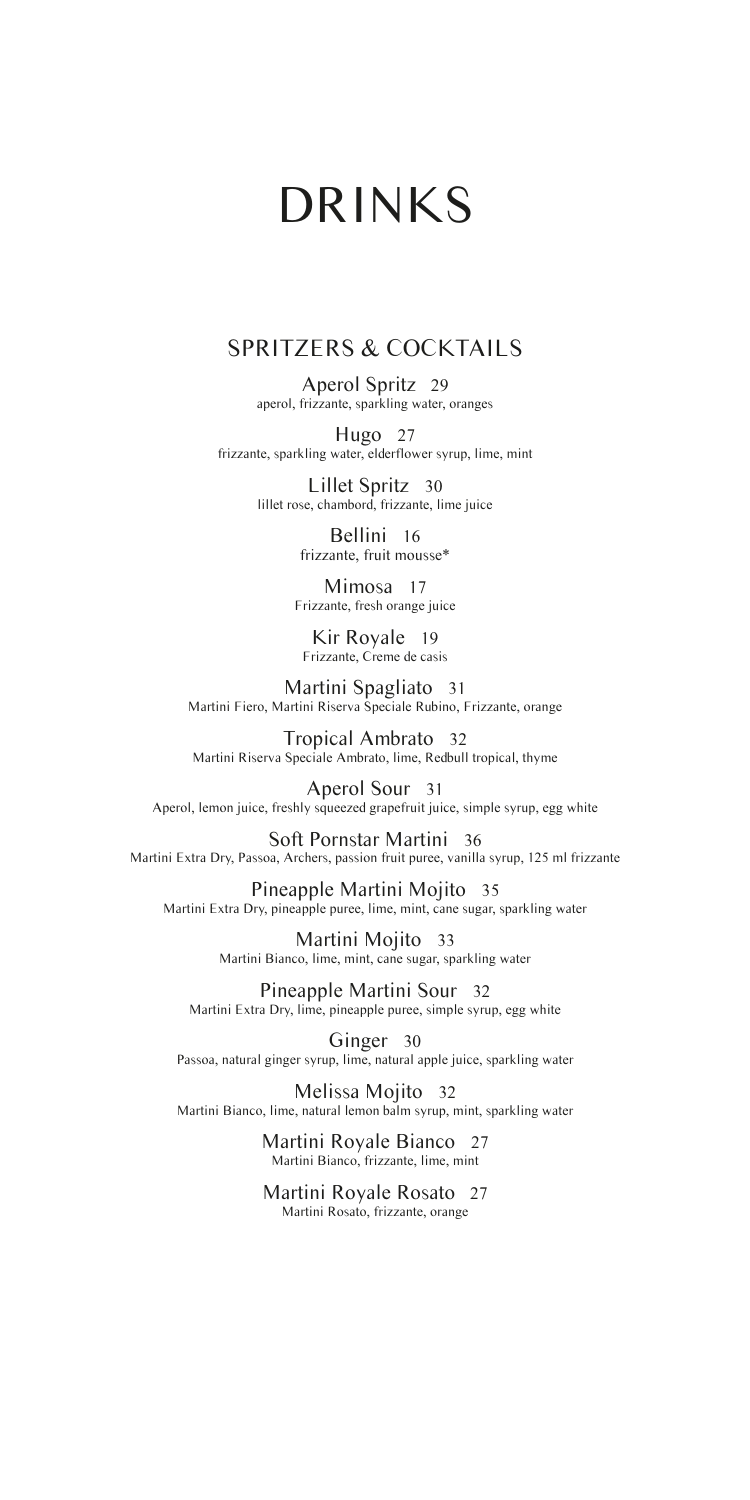# DRINKS

## SPRITZERS & COCKTAILS

Aperol Spritz 29
aperol, frizzante, sparkling water, oranges

Hugo 27
frizzante, sparkling water, elderflower syrup, lime, mint

Lillet Spritz 30
lillet rose, chambord, frizzante, lime juice

Bellini 16
frizzante, fruit mousse*

Mimosa 17
Frizzante, fresh orange juice

Kir Royale 19
Frizzante, Creme de casis

Martini Spagliato 31
Martini Fiero, Martini Riserva Speciale Rubino, Frizzante, orange

Tropical Ambrato 32
Martini Riserva Speciale Ambrato, lime, Redbull tropical, thyme

Aperol Sour 31
Aperol, lemon juice, freshly squeezed grapefruit juice, simple syrup, egg white

Soft Pornstar Martini 36
Martini Extra Dry, Passoa, Archers, passion fruit puree, vanilla syrup, 125 ml frizzante

Pineapple Martini Mojito 35
Martini Extra Dry, pineapple puree, lime, mint, cane sugar, sparkling water

Martini Mojito 33
Martini Bianco, lime, mint, cane sugar, sparkling water

Pineapple Martini Sour 32
Martini Extra Dry, lime, pineapple puree, simple syrup, egg white

Ginger 30
Passoa, natural ginger syrup, lime, natural apple juice, sparkling water

Melissa Mojito 32
Martini Bianco, lime, natural lemon balm syrup, mint, sparkling water

Martini Royale Bianco 27
Martini Bianco, frizzante, lime, mint

Martini Royale Rosato 27
Martini Rosato, frizzante, orange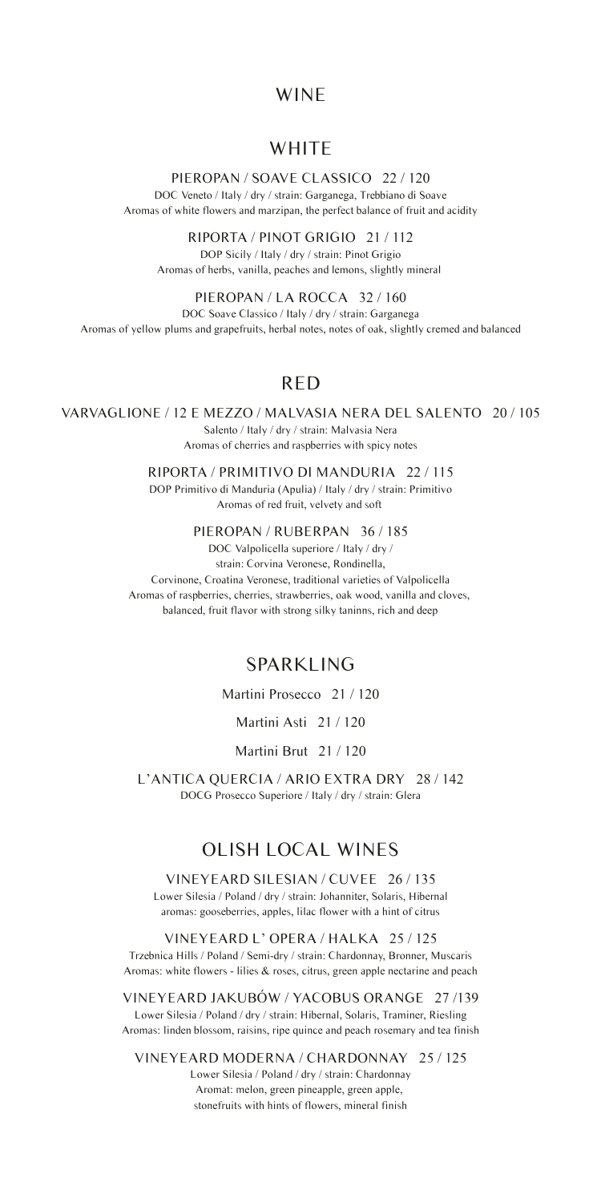# WINE

## WHITE

### PIEROPAN / SOAVE CLASSICO 22 / 120

DOC Veneto / Italy / dry / strain: Garganega, Trebbiano di Soave
Aromas of white flowers and marzipan, the perfect balance of fruit and acidity

### RIPORTA / PINOT GRIGIO 21 / 112

DOP Sicily / Italy / dry / strain: Pinot Grigio
Aromas of herbs, vanilla, peaches and lemons, slightly mineral

### PIEROPAN / LA ROCCA 32 / 160

DOC Soave Classico / Italy / dry / strain: Garganega
Aromas of yellow plums and grapefruits, herbal notes, notes of oak, slightly cremed and balanced

## RED

### VARVAGLIONE / 12 E MEZZO / MALVASIA NERA DEL SALENTO 20 / 105

Salento / Italy / dry / strain: Malvasia Nera
Aromas of cherries and raspberries with spicy notes

### RIPORTA / PRIMITIVO DI MANDURIA 22 / 115

DOP Primitivo di Manduria (Apulia) / Italy / dry / strain: Primitivo
Aromas of red fruit, velvety and soft

### PIEROPAN / RUBERPAN 36 / 185

DOC Valpolicella superiore / Italy / dry /
strain: Corvina Veronese, Rondinella,
Corvinone, Croatina Veronese, traditional varieties of Valpolicella
Aromas of raspberries, cherries, strawberries, oak wood, vanilla and cloves,
balanced, fruit flavor with strong silky taninns, rich and deep

## SPARKLING

Martini Prosecco 21 / 120

Martini Asti 21 / 120

Martini Brut 21 / 120

### L'ANTICA QUERCIA / ARIO EXTRA DRY 28 / 142

DOCG Prosecco Superiore / Italy / dry / strain: Glera

## OLISH LOCAL WINES

### VINEYEARD SILESIAN / CUVEE 26 / 135

Lower Silesia / Poland / dry / strain: Johanniter, Solaris, Hibernal
aromas: gooseberries, apples, lilac flower with a hint of citrus

### VINEYEARD L' OPERA / HALKA 25 / 125

Trzebnica Hills / Poland / Semi-dry / strain: Chardonnay, Bronner, Muscaris
Aromas: white flowers - lilies & roses, citrus, green apple nectarine and peach

### VINEYEARD JAKUBÓW / YACOBUS ORANGE 27 /139

Lower Silesia / Poland / dry / strain: Hibernal, Solaris, Traminer, Riesling
Aromas: linden blossom, raisins, ripe quince and peach rosemary and tea finish

### VINEYEARD MODERNA / CHARDONNAY 25 / 125

Lower Silesia / Poland / dry / strain: Chardonnay
Aromat: melon, green pineapple, green apple,
stonefruits with hints of flowers, mineral finish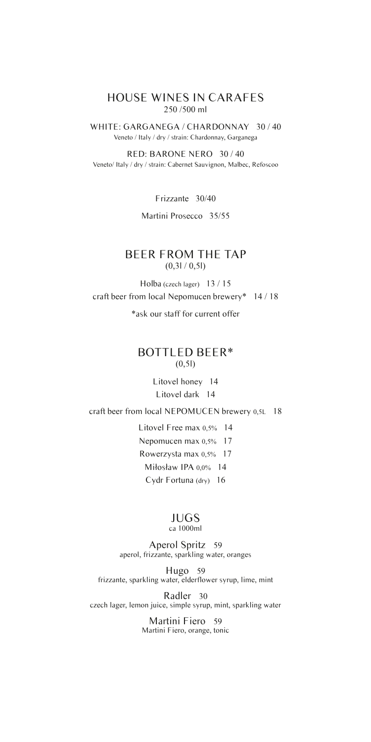## HOUSE WINES IN CARAFES
250 /500 ml

WHITE: GARGANEGA / CHARDONNAY 30 / 40
Veneto / Italy / dry / strain: Chardonnay, Garganega

RED: BARONE NERO 30 / 40
Veneto/ Italy / dry / strain: Cabernet Sauvignon, Malbec, Refoscoo

Frizzante 30/40

Martini Prosecco 35/55

## BEER FROM THE TAP
(0,3l / 0,5l)

Holba (czech lager) 13 / 15
craft beer from local Nepomucen brewery* 14 / 18

*ask our staff for current offer

## BOTTLED BEER*
(0,5l)

Litovel honey 14
Litovel dark 14

craft beer from local NEPOMUCEN brewery 0,5L 18

Litovel Free max 0,5% 14
Nepomucen max 0,5% 17
Rowerzysta max 0,5% 17
Miłosław IPA 0,0% 14
Cydr Fortuna (dry) 16

## JUGS
ca 1000ml

Aperol Spritz 59
aperol, frizzante, sparkling water, oranges

Hugo 59
frizzante, sparkling water, elderflower syrup, lime, mint

Radler 30
czech lager, lemon juice, simple syrup, mint, sparkling water

Martini Fiero 59
Martini Fiero, orange, tonic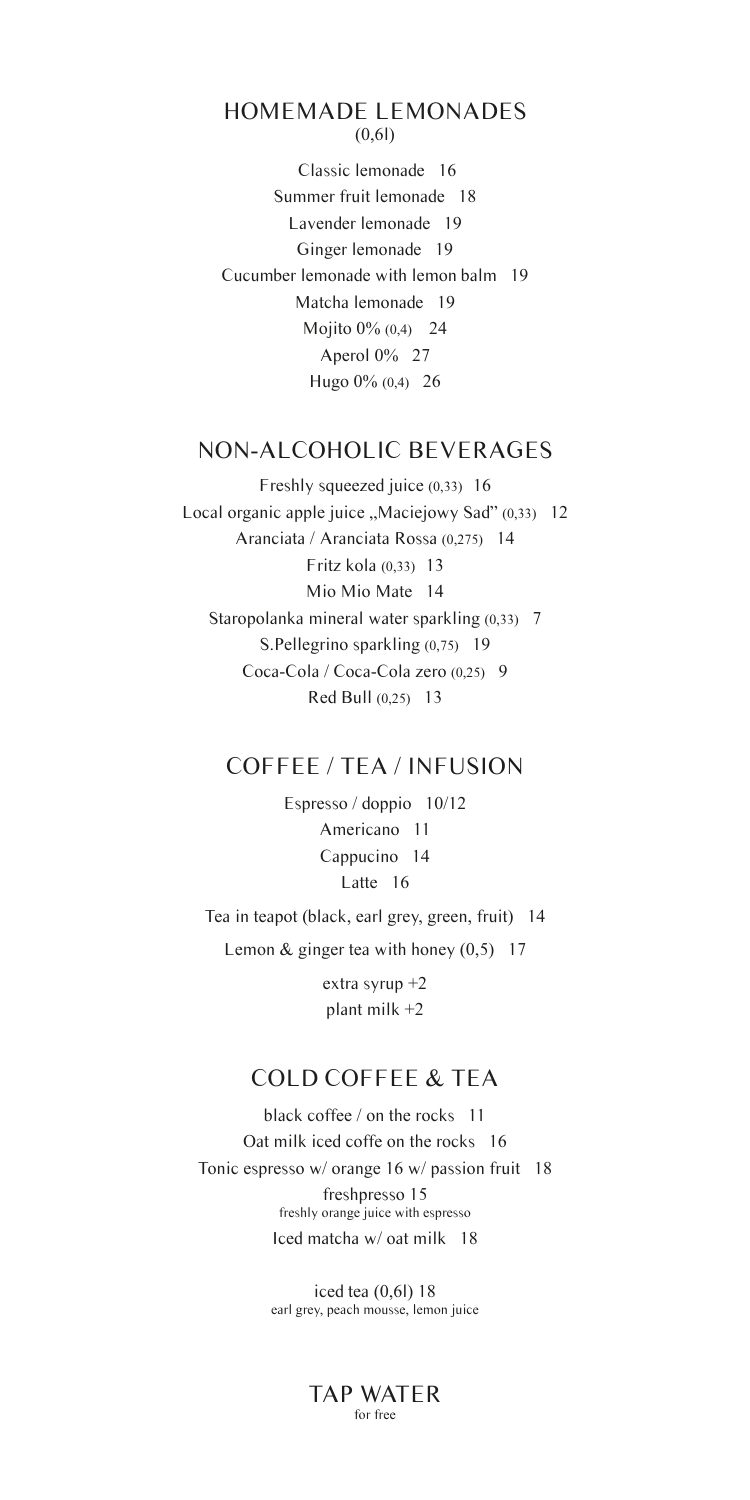## HOMEMADE LEMONADES
(0,6l)

Classic lemonade 16
Summer fruit lemonade 18
Lavender lemonade 19
Ginger lemonade 19
Cucumber lemonade with lemon balm 19
Matcha lemonade 19
Mojito 0% (0,4) 24
Aperol 0% 27
Hugo 0% (0,4) 26

## NON-ALCOHOLIC BEVERAGES

Freshly squeezed juice (0,33) 16
Local organic apple juice „Maciejowy Sad" (0,33) 12
Aranciata / Aranciata Rossa (0,275) 14
Fritz kola (0,33) 13
Mio Mio Mate 14
Staropolanka mineral water sparkling (0,33) 7
S.Pellegrino sparkling (0,75) 19
Coca-Cola / Coca-Cola zero (0,25) 9
Red Bull (0,25) 13

## COFFEE / TEA / INFUSION

Espresso / doppio 10/12
Americano 11
Cappucino 14
Latte 16

Tea in teapot (black, earl grey, green, fruit) 14

Lemon & ginger tea with honey (0,5) 17

extra syrup +2
plant milk +2

## COLD COFFEE & TEA

black coffee / on the rocks 11
Oat milk iced coffe on the rocks 16
Tonic espresso w/ orange 16 w/ passion fruit 18
freshpresso 15
freshly orange juice with espresso
Iced matcha w/ oat milk 18

iced tea (0,6l) 18
earl grey, peach mousse, lemon juice

## TAP WATER
for free